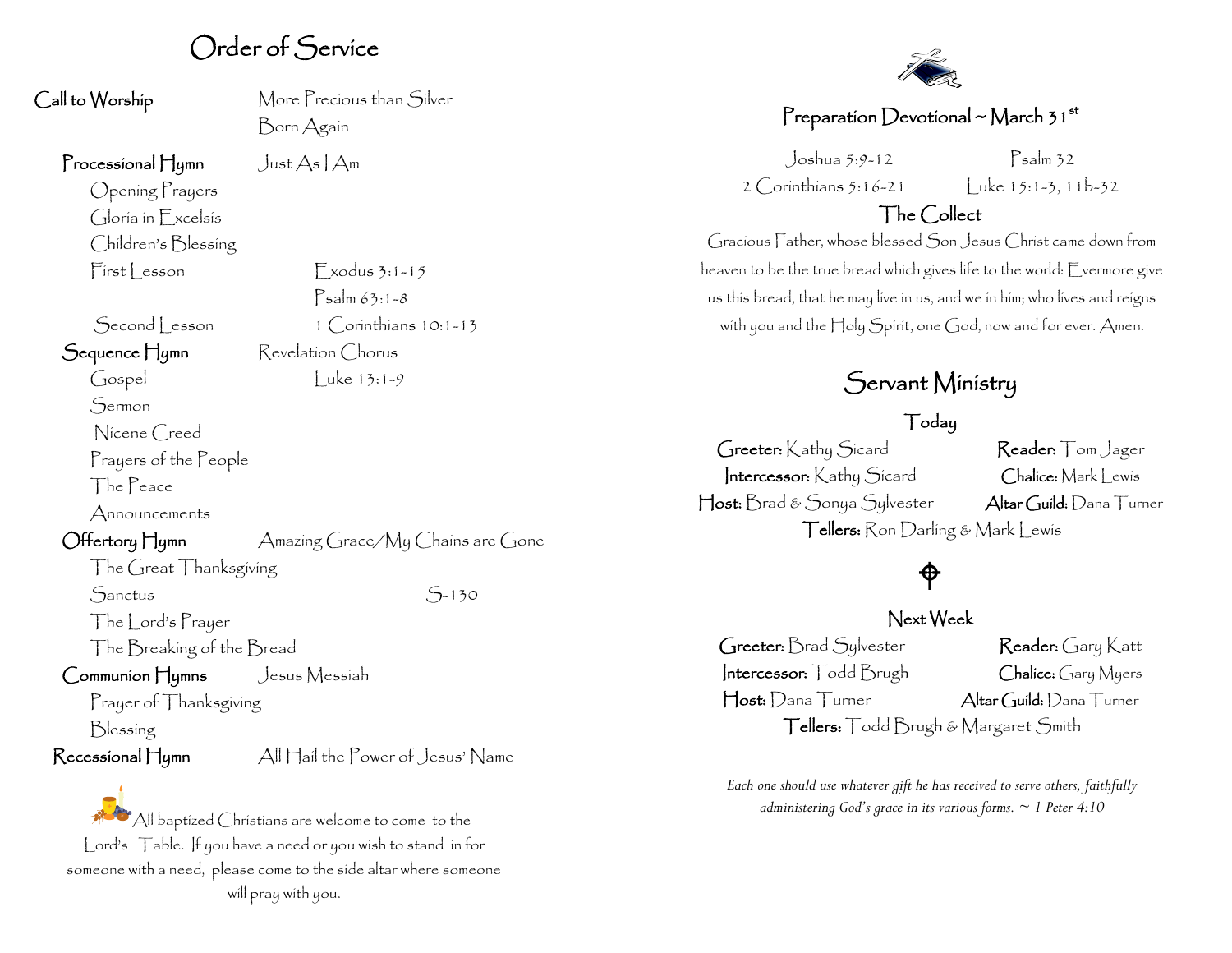# Order of Service

**Call to Worship** — More Precious than Silver
Born Again

**Processional Hymn** — Just As I Am

Opening Prayers

Gloria in Excelsis

Children's Blessing

First Lesson — Exodus 3:1-15
Psalm 63:1-8

Second Lesson — 1 Corinthians 10:1-13

**Sequence Hymn** — Revelation Chorus

Gospel — Luke 13:1-9

Sermon

Nicene Creed

Prayers of the People

The Peace

Announcements

**Offertory Hymn** — Amazing Grace/My Chains are Gone

The Great Thanksgiving

Sanctus — S-130

The Lord's Prayer

The Breaking of the Bread

**Communion Hymns** — Jesus Messiah

Prayer of Thanksgiving

Blessing

**Recessional Hymn** — All Hail the Power of Jesus' Name

All baptized Christians are welcome to come to the Lord's Table. If you have a need or you wish to stand in for someone with a need, please come to the side altar where someone will pray with you.

## Preparation Devotional ~ March 31st

Joshua 5:9-12 — Psalm 32
2 Corinthians 5:16-21 — Luke 15:1-3, 11b-32

### The Collect

Gracious Father, whose blessed Son Jesus Christ came down from heaven to be the true bread which gives life to the world: Evermore give us this bread, that he may live in us, and we in him; who lives and reigns with you and the Holy Spirit, one God, now and for ever. Amen.

## Servant Ministry

### Today

**Greeter:** Kathy Sicard — **Reader:** Tom Jager
**Intercessor:** Kathy Sicard — **Chalice:** Mark Lewis
**Host:** Brad & Sonya Sylvester — **Altar Guild:** Dana Turner
**Tellers:** Ron Darling & Mark Lewis

### Next Week

**Greeter:** Brad Sylvester — **Reader:** Gary Katt
**Intercessor:** Todd Brugh — **Chalice:** Gary Myers
**Host:** Dana Turner — **Altar Guild:** Dana Turner
**Tellers:** Todd Brugh & Margaret Smith

*Each one should use whatever gift he has received to serve others, faithfully administering God's grace in its various forms. ~ 1 Peter 4:10*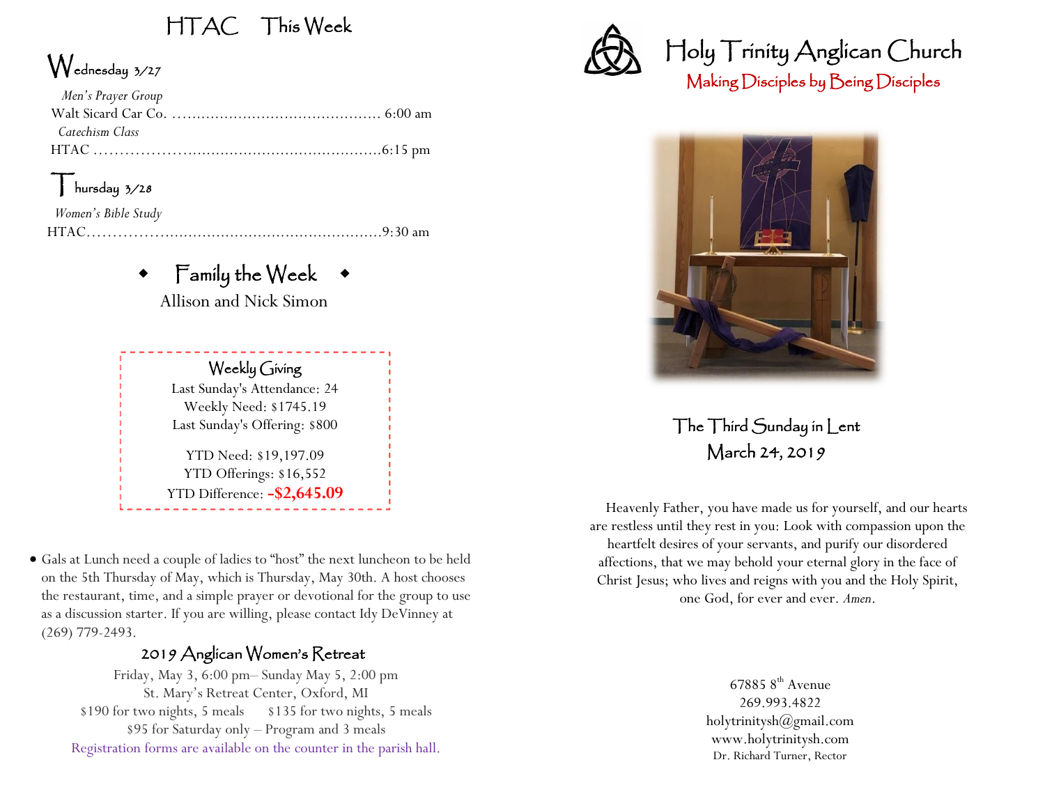# HTAC This Week

## Wednesday 3/27

*Men's Prayer Group*
Walt Sicard Car Co. ............................................ 6:00 am

*Catechism Class*
HTAC ...........................................................6:15 pm

## Thursday 3/28

*Women's Bible Study*
HTAC..............................................................9:30 am

## ◆ Family the Week ◆

Allison and Nick Simon

### Weekly Giving

Last Sunday's Attendance: 24
Weekly Need: $1745.19
Last Sunday's Offering: $800

YTD Need: $19,197.09
YTD Offerings: $16,552
YTD Difference: **-$2,645.09**

- Gals at Lunch need a couple of ladies to "host" the next luncheon to be held on the 5th Thursday of May, which is Thursday, May 30th. A host chooses the restaurant, time, and a simple prayer or devotional for the group to use as a discussion starter. If you are willing, please contact Idy DeVinney at (269) 779-2493.

### 2019 Anglican Women's Retreat

Friday, May 3, 6:00 pm– Sunday May 5, 2:00 pm
St. Mary's Retreat Center, Oxford, MI
$190 for two nights, 5 meals     $135 for two nights, 5 meals
$95 for Saturday only – Program and 3 meals
Registration forms are available on the counter in the parish hall.

# Holy Trinity Anglican Church

Making Disciples by Being Disciples

## The Third Sunday in Lent
## March 24, 2019

Heavenly Father, you have made us for yourself, and our hearts are restless until they rest in you: Look with compassion upon the heartfelt desires of your servants, and purify our disordered affections, that we may behold your eternal glory in the face of Christ Jesus; who lives and reigns with you and the Holy Spirit, one God, for ever and ever. *Amen.*

67885 8th Avenue
269.993.4822
holytrinitysh@gmail.com
www.holytrinitysh.com
Dr. Richard Turner, Rector